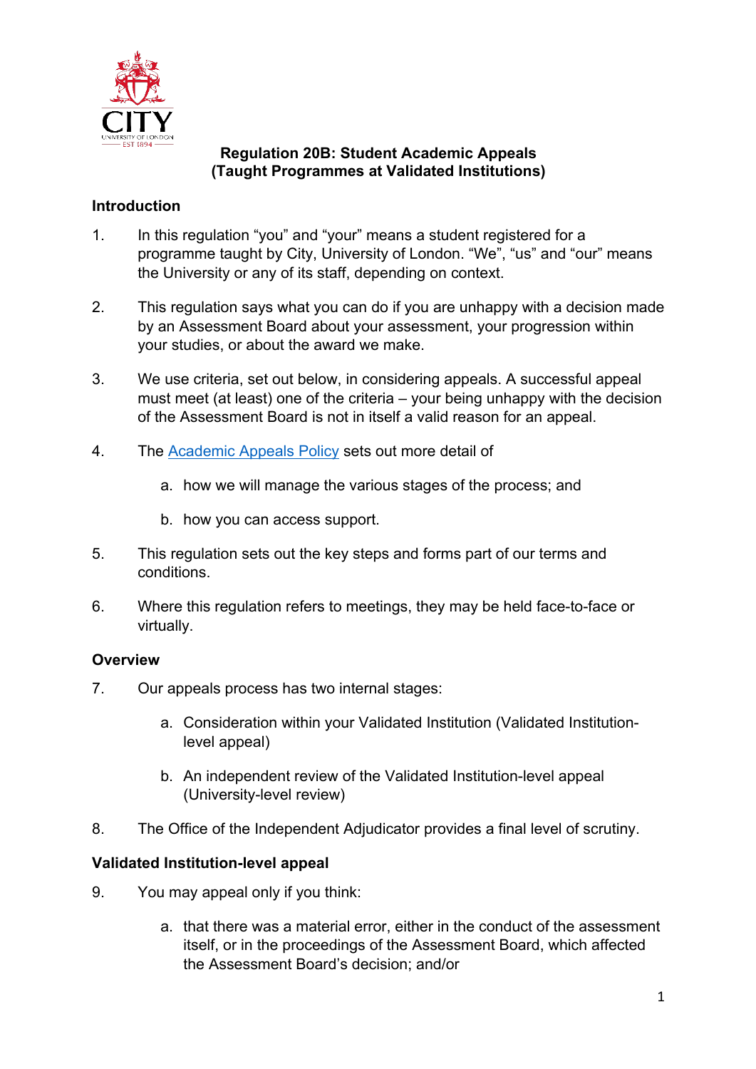# Regulation 20B: Student Academic Appeals (Taught Programmes at Validated Institutions)

## Introduction

1. In this regulation "you" and "your" means a student registered for a programme taught by City, University of London. "We", "us" and "our" means the University or any of its staff, depending on context.

2. This regulation says what you can do if you are unhappy with a decision made by an Assessment Board about your assessment, your progression within your studies, or about the award we make.

3. We use criteria, set out below, in considering appeals. A successful appeal must meet (at least) one of the criteria – your being unhappy with the decision of the Assessment Board is not in itself a valid reason for an appeal.

4. The Academic Appeals Policy sets out more detail of

   a. how we will manage the various stages of the process; and

   b. how you can access support.

5. This regulation sets out the key steps and forms part of our terms and conditions.

6. Where this regulation refers to meetings, they may be held face-to-face or virtually.

## Overview

7. Our appeals process has two internal stages:

   a. Consideration within your Validated Institution (Validated Institution-level appeal)

   b. An independent review of the Validated Institution-level appeal (University-level review)

8. The Office of the Independent Adjudicator provides a final level of scrutiny.

## Validated Institution-level appeal

9. You may appeal only if you think:

   a. that there was a material error, either in the conduct of the assessment itself, or in the proceedings of the Assessment Board, which affected the Assessment Board's decision; and/or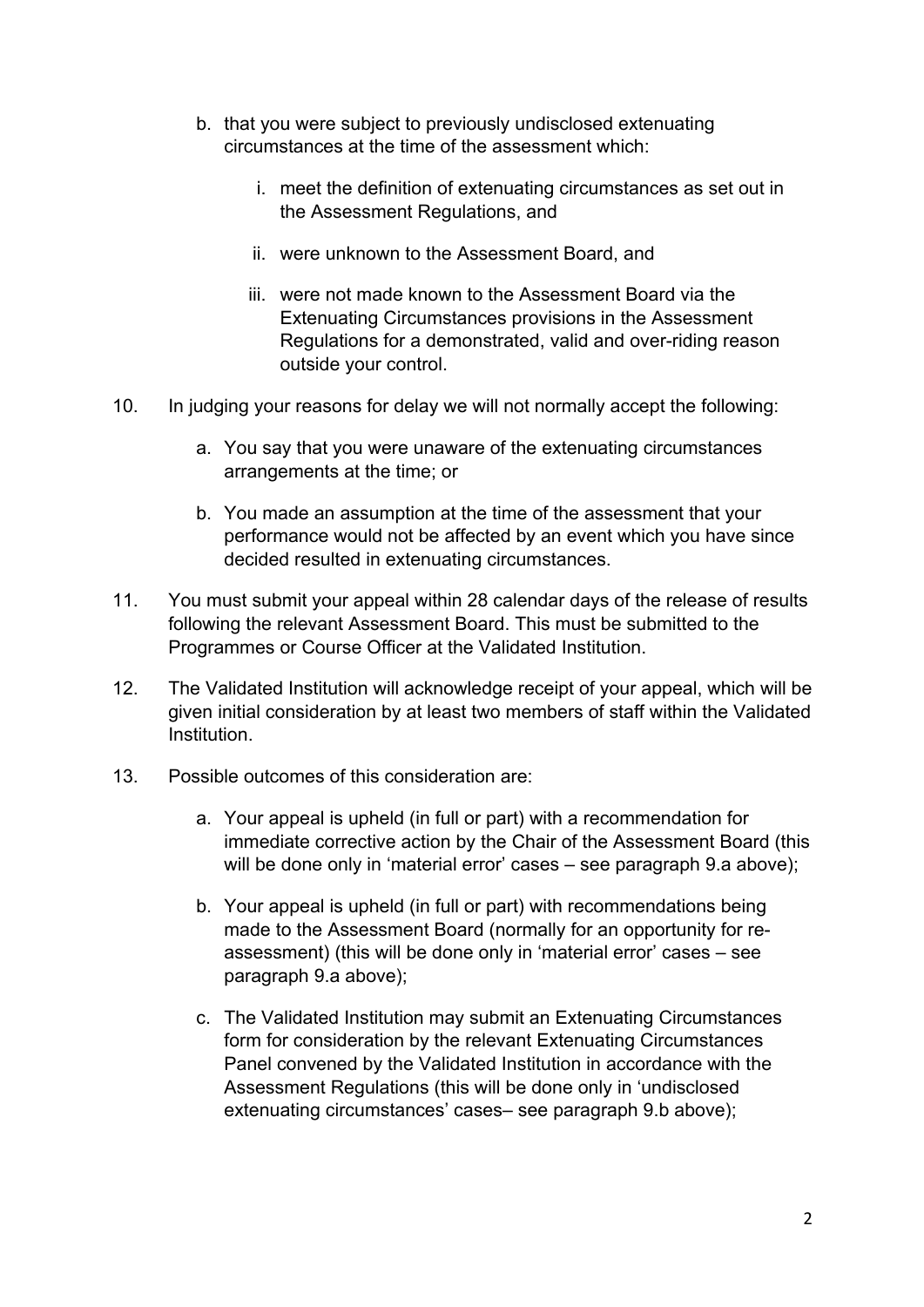b. that you were subject to previously undisclosed extenuating circumstances at the time of the assessment which:

    i. meet the definition of extenuating circumstances as set out in the Assessment Regulations, and

    ii. were unknown to the Assessment Board, and

    iii. were not made known to the Assessment Board via the Extenuating Circumstances provisions in the Assessment Regulations for a demonstrated, valid and over-riding reason outside your control.

10. In judging your reasons for delay we will not normally accept the following:

    a. You say that you were unaware of the extenuating circumstances arrangements at the time; or

    b. You made an assumption at the time of the assessment that your performance would not be affected by an event which you have since decided resulted in extenuating circumstances.

11. You must submit your appeal within 28 calendar days of the release of results following the relevant Assessment Board. This must be submitted to the Programmes or Course Officer at the Validated Institution.

12. The Validated Institution will acknowledge receipt of your appeal, which will be given initial consideration by at least two members of staff within the Validated Institution.

13. Possible outcomes of this consideration are:

    a. Your appeal is upheld (in full or part) with a recommendation for immediate corrective action by the Chair of the Assessment Board (this will be done only in 'material error' cases – see paragraph 9.a above);

    b. Your appeal is upheld (in full or part) with recommendations being made to the Assessment Board (normally for an opportunity for re-assessment) (this will be done only in 'material error' cases – see paragraph 9.a above);

    c. The Validated Institution may submit an Extenuating Circumstances form for consideration by the relevant Extenuating Circumstances Panel convened by the Validated Institution in accordance with the Assessment Regulations (this will be done only in 'undisclosed extenuating circumstances' cases– see paragraph 9.b above);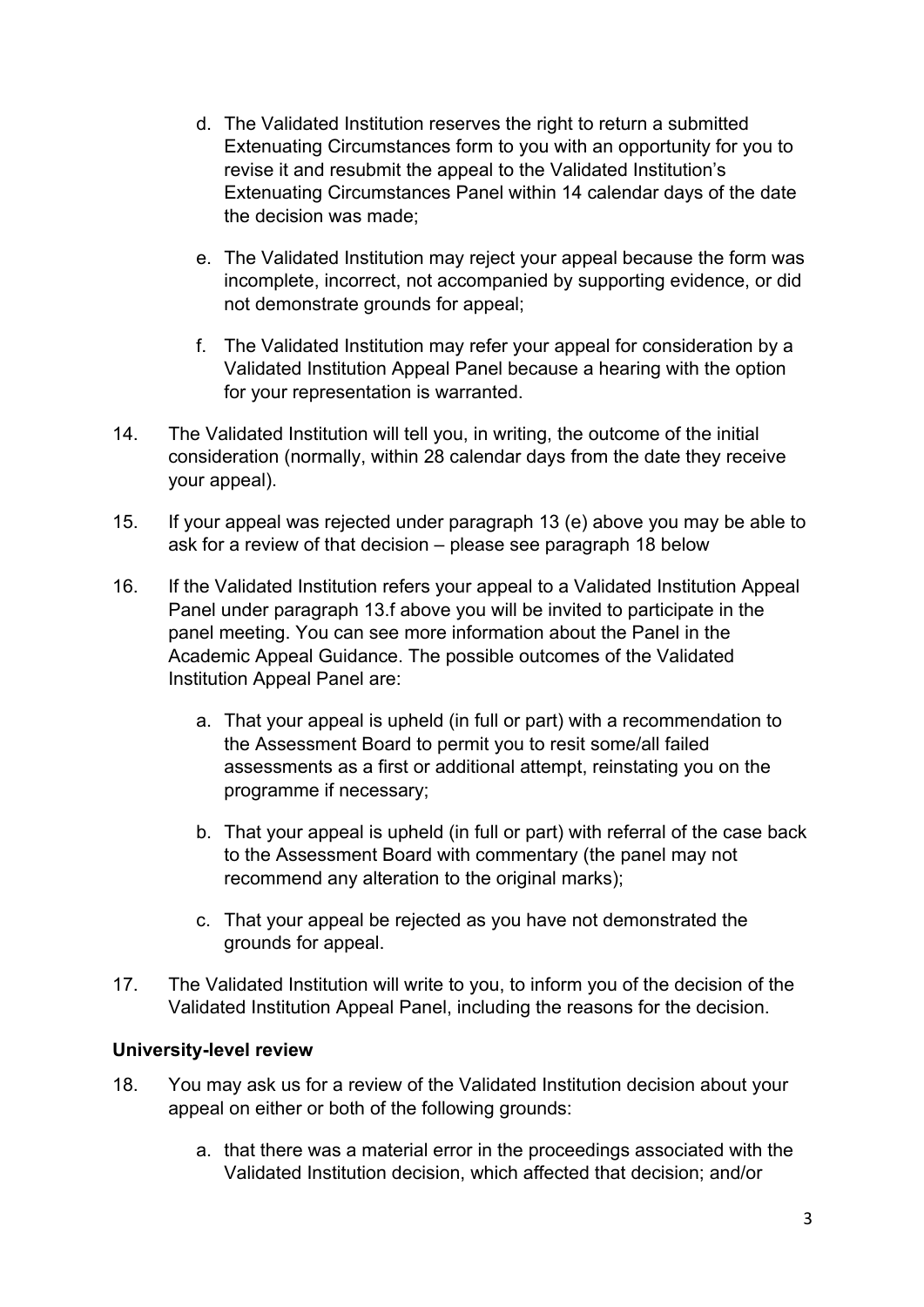d. The Validated Institution reserves the right to return a submitted Extenuating Circumstances form to you with an opportunity for you to revise it and resubmit the appeal to the Validated Institution's Extenuating Circumstances Panel within 14 calendar days of the date the decision was made;

e. The Validated Institution may reject your appeal because the form was incomplete, incorrect, not accompanied by supporting evidence, or did not demonstrate grounds for appeal;

f. The Validated Institution may refer your appeal for consideration by a Validated Institution Appeal Panel because a hearing with the option for your representation is warranted.

14. The Validated Institution will tell you, in writing, the outcome of the initial consideration (normally, within 28 calendar days from the date they receive your appeal).

15. If your appeal was rejected under paragraph 13 (e) above you may be able to ask for a review of that decision – please see paragraph 18 below

16. If the Validated Institution refers your appeal to a Validated Institution Appeal Panel under paragraph 13.f above you will be invited to participate in the panel meeting. You can see more information about the Panel in the Academic Appeal Guidance. The possible outcomes of the Validated Institution Appeal Panel are:

    a. That your appeal is upheld (in full or part) with a recommendation to the Assessment Board to permit you to resit some/all failed assessments as a first or additional attempt, reinstating you on the programme if necessary;

    b. That your appeal is upheld (in full or part) with referral of the case back to the Assessment Board with commentary (the panel may not recommend any alteration to the original marks);

    c. That your appeal be rejected as you have not demonstrated the grounds for appeal.

17. The Validated Institution will write to you, to inform you of the decision of the Validated Institution Appeal Panel, including the reasons for the decision.

**University-level review**

18. You may ask us for a review of the Validated Institution decision about your appeal on either or both of the following grounds:

    a. that there was a material error in the proceedings associated with the Validated Institution decision, which affected that decision; and/or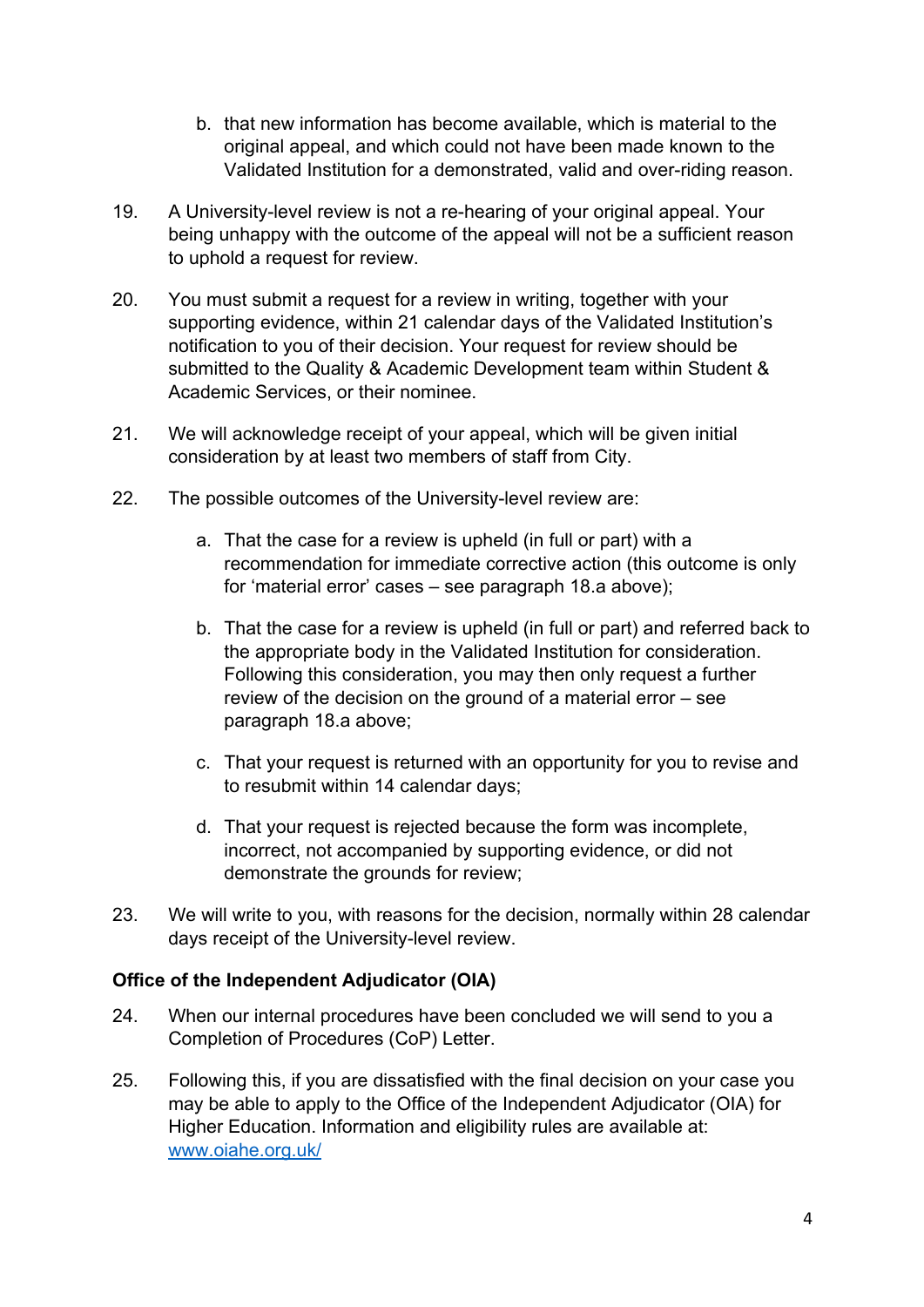b. that new information has become available, which is material to the original appeal, and which could not have been made known to the Validated Institution for a demonstrated, valid and over-riding reason.

19. A University-level review is not a re-hearing of your original appeal. Your being unhappy with the outcome of the appeal will not be a sufficient reason to uphold a request for review.

20. You must submit a request for a review in writing, together with your supporting evidence, within 21 calendar days of the Validated Institution's notification to you of their decision. Your request for review should be submitted to the Quality & Academic Development team within Student & Academic Services, or their nominee.

21. We will acknowledge receipt of your appeal, which will be given initial consideration by at least two members of staff from City.

22. The possible outcomes of the University-level review are:

    a. That the case for a review is upheld (in full or part) with a recommendation for immediate corrective action (this outcome is only for 'material error' cases – see paragraph 18.a above);

    b. That the case for a review is upheld (in full or part) and referred back to the appropriate body in the Validated Institution for consideration. Following this consideration, you may then only request a further review of the decision on the ground of a material error – see paragraph 18.a above;

    c. That your request is returned with an opportunity for you to revise and to resubmit within 14 calendar days;

    d. That your request is rejected because the form was incomplete, incorrect, not accompanied by supporting evidence, or did not demonstrate the grounds for review;

23. We will write to you, with reasons for the decision, normally within 28 calendar days receipt of the University-level review.

**Office of the Independent Adjudicator (OIA)**

24. When our internal procedures have been concluded we will send to you a Completion of Procedures (CoP) Letter.

25. Following this, if you are dissatisfied with the final decision on your case you may be able to apply to the Office of the Independent Adjudicator (OIA) for Higher Education. Information and eligibility rules are available at: [www.oiahe.org.uk/](http://www.oiahe.org.uk/)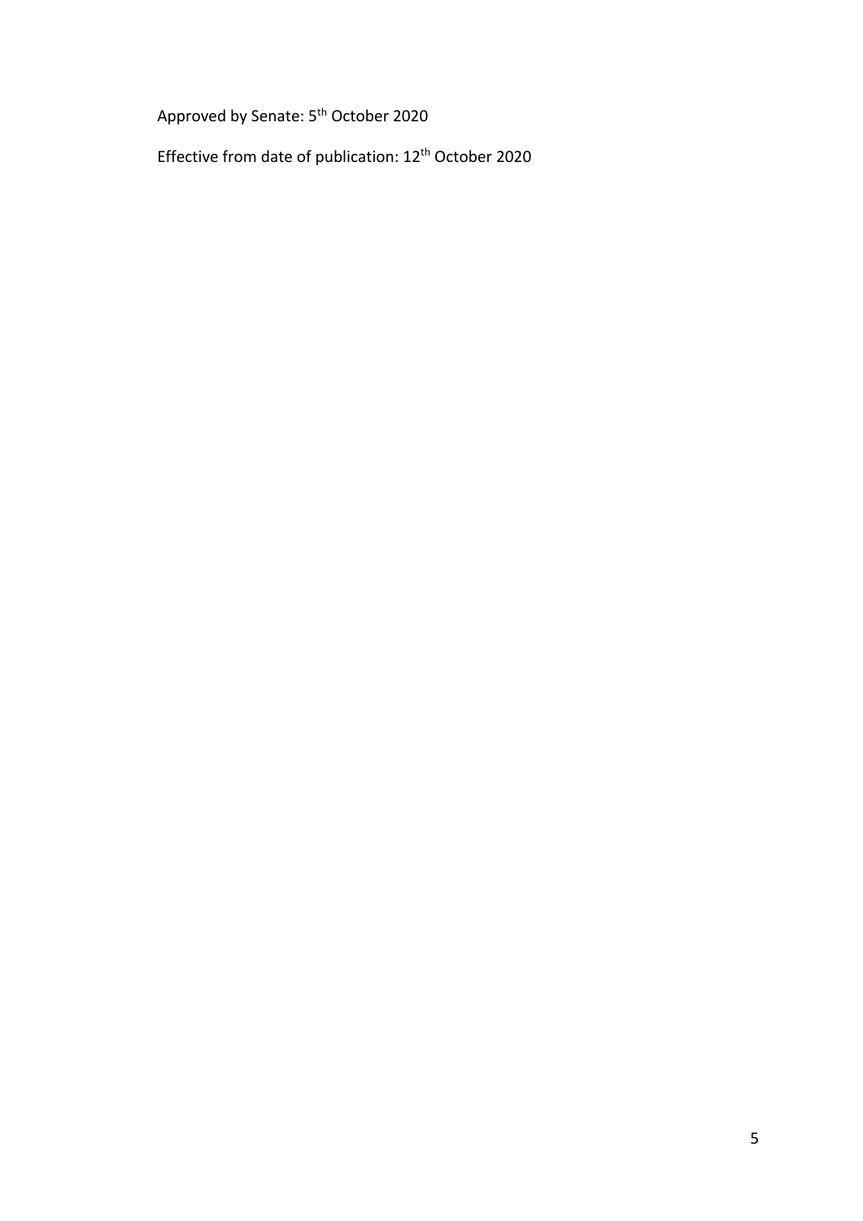Approved by Senate: 5th October 2020

Effective from date of publication: 12th October 2020